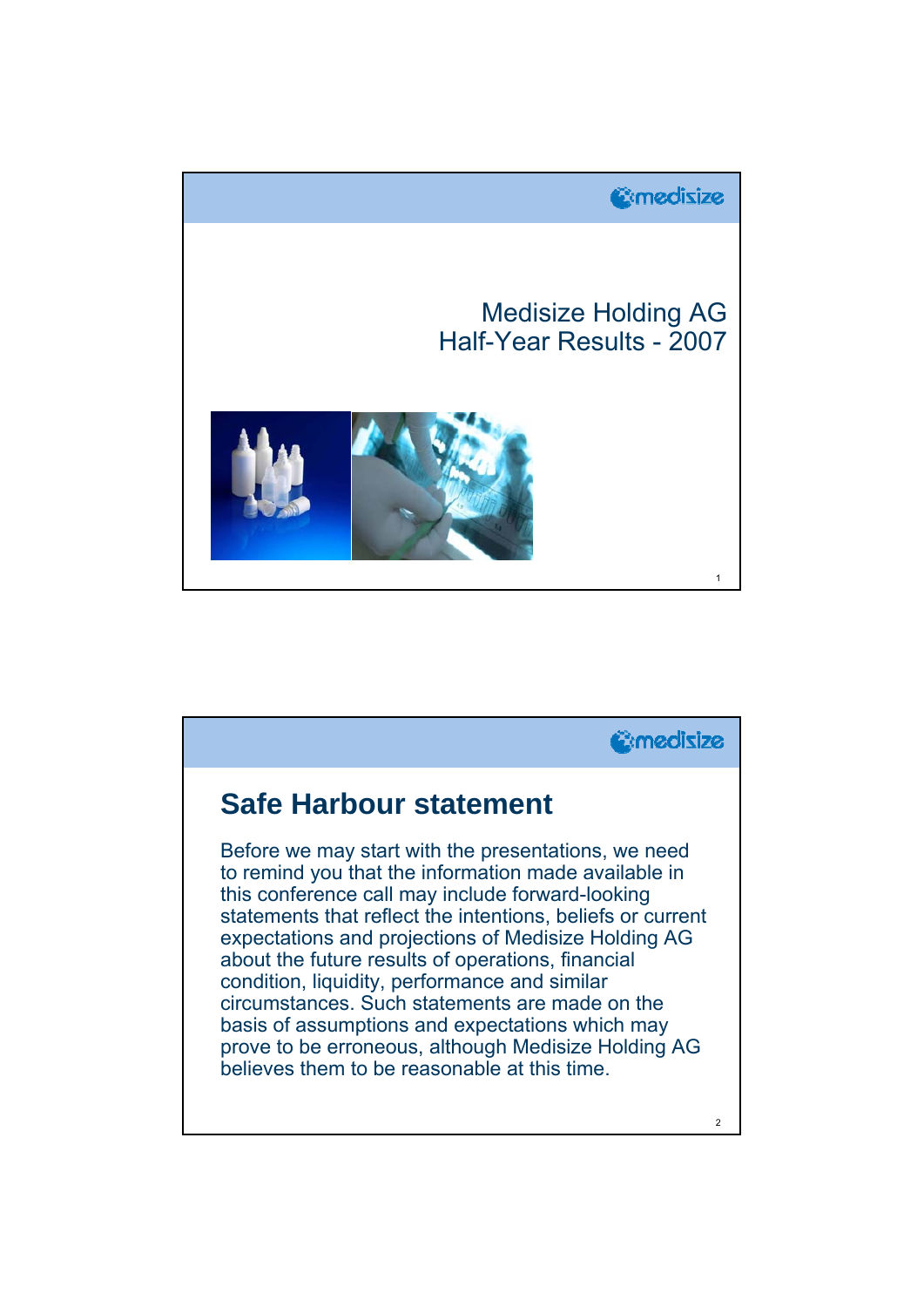# Medisize Holding AG
# Half-Year Results - 2007

## Safe Harbour statement

Before we may start with the presentations, we need to remind you that the information made available in this conference call may include forward-looking statements that reflect the intentions, beliefs or current expectations and projections of Medisize Holding AG about the future results of operations, financial condition, liquidity, performance and similar circumstances. Such statements are made on the basis of assumptions and expectations which may prove to be erroneous, although Medisize Holding AG believes them to be reasonable at this time.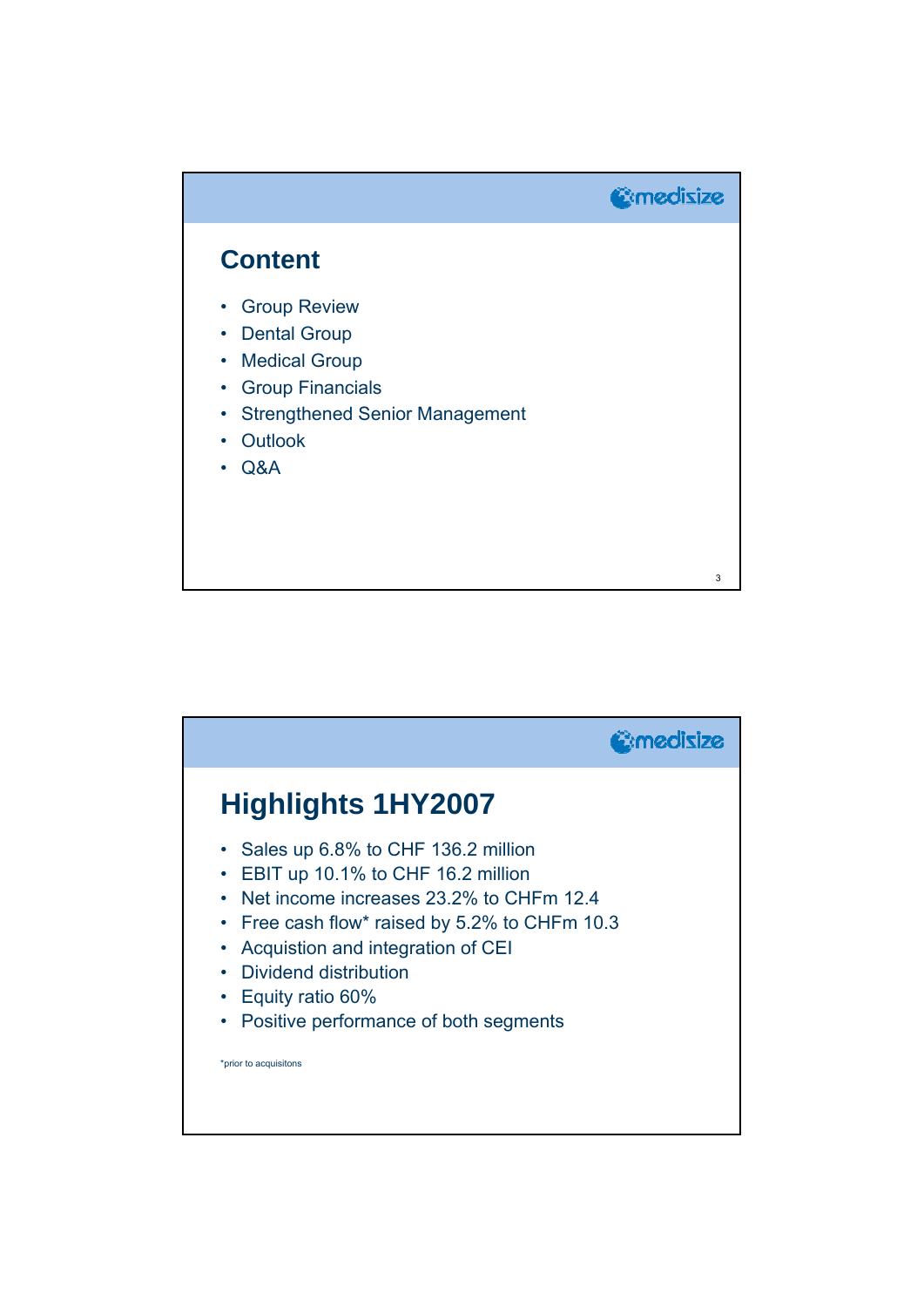## Content

- Group Review
- Dental Group
- Medical Group
- Group Financials
- Strengthened Senior Management
- Outlook
- Q&A

## Highlights 1HY2007

- Sales up 6.8% to CHF 136.2 million
- EBIT up 10.1% to CHF 16.2 million
- Net income increases 23.2% to CHFm 12.4
- Free cash flow* raised by 5.2% to CHFm 10.3
- Acquistion and integration of CEI
- Dividend distribution
- Equity ratio 60%
- Positive performance of both segments

*prior to acquisitons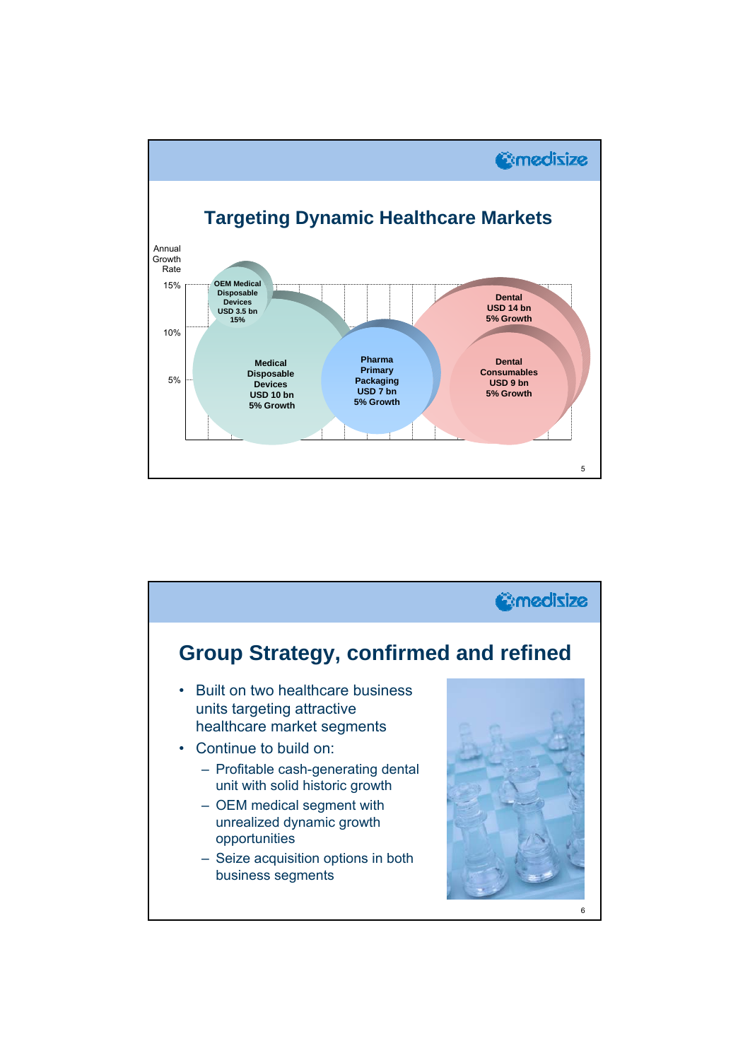## Targeting Dynamic Healthcare Markets

Annual Growth Rate

15%

10%

5%

OEM Medical Disposable Devices USD 3.5 bn 15%

Medical Disposable Devices USD 10 bn 5% Growth

Pharma Primary Packaging USD 7 bn 5% Growth

Dental USD 14 bn 5% Growth

Dental Consumables USD 9 bn 5% Growth

## Group Strategy, confirmed and refined

- Built on two healthcare business units targeting attractive healthcare market segments
- Continue to build on:
  - Profitable cash-generating dental unit with solid historic growth
  - OEM medical segment with unrealized dynamic growth opportunities
  - Seize acquisition options in both business segments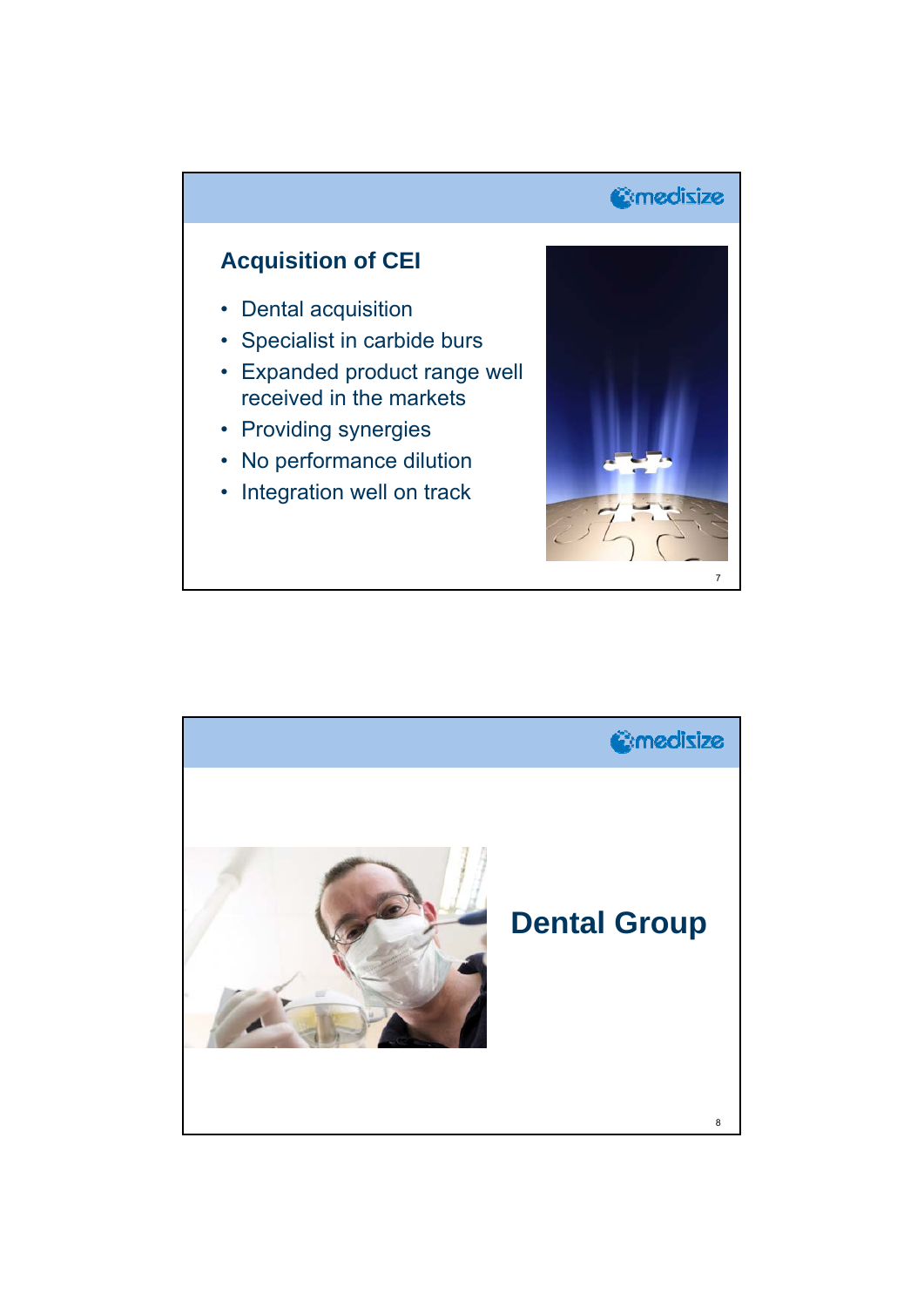## Acquisition of CEI

- Dental acquisition
- Specialist in carbide burs
- Expanded product range well received in the markets
- Providing synergies
- No performance dilution
- Integration well on track

## Dental Group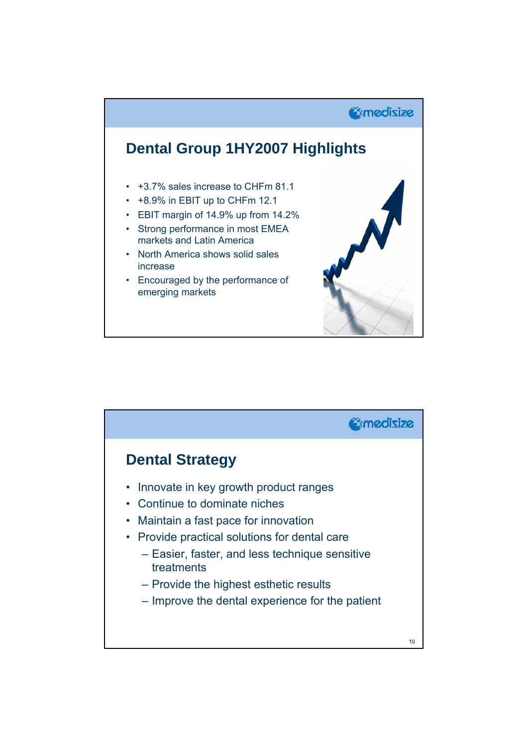## Dental Group 1HY2007 Highlights

- +3.7% sales increase to CHFm 81.1
- +8.9% in EBIT up to CHFm 12.1
- EBIT margin of 14.9% up from 14.2%
- Strong performance in most EMEA markets and Latin America
- North America shows solid sales increase
- Encouraged by the performance of emerging markets

## Dental Strategy

- Innovate in key growth product ranges
- Continue to dominate niches
- Maintain a fast pace for innovation
- Provide practical solutions for dental care
  - Easier, faster, and less technique sensitive treatments
  - Provide the highest esthetic results
  - Improve the dental experience for the patient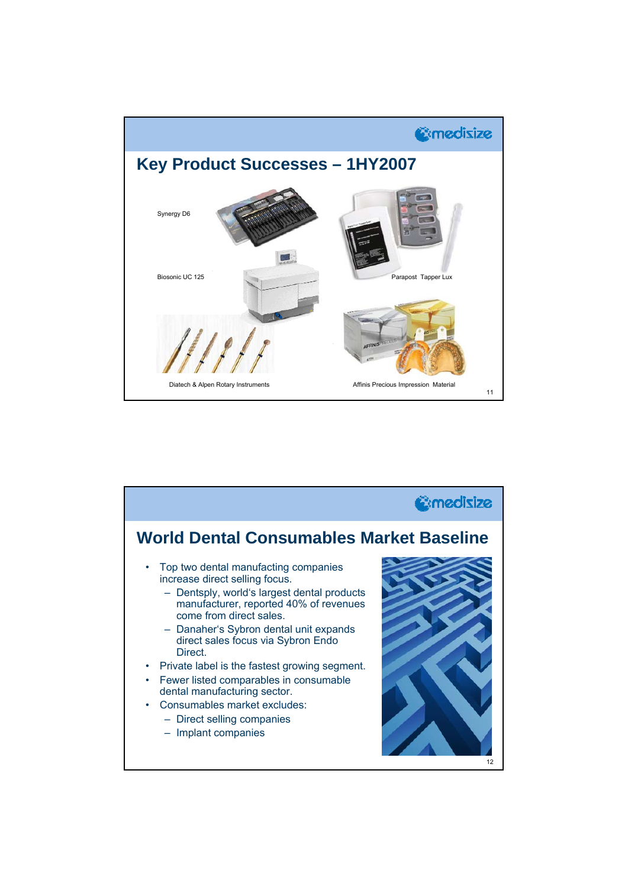## Key Product Successes – 1HY2007

Synergy D6

Biosonic UC 125

Parapost Tapper Lux

Diatech & Alpen Rotary Instruments

Affinis Precious Impression Material

## World Dental Consumables Market Baseline

- Top two dental manufacting companies increase direct selling focus.
  - Dentsply, world's largest dental products manufacturer, reported 40% of revenues come from direct sales.
  - Danaher's Sybron dental unit expands direct sales focus via Sybron Endo Direct.
- Private label is the fastest growing segment.
- Fewer listed comparables in consumable dental manufacturing sector.
- Consumables market excludes:
  - Direct selling companies
  - Implant companies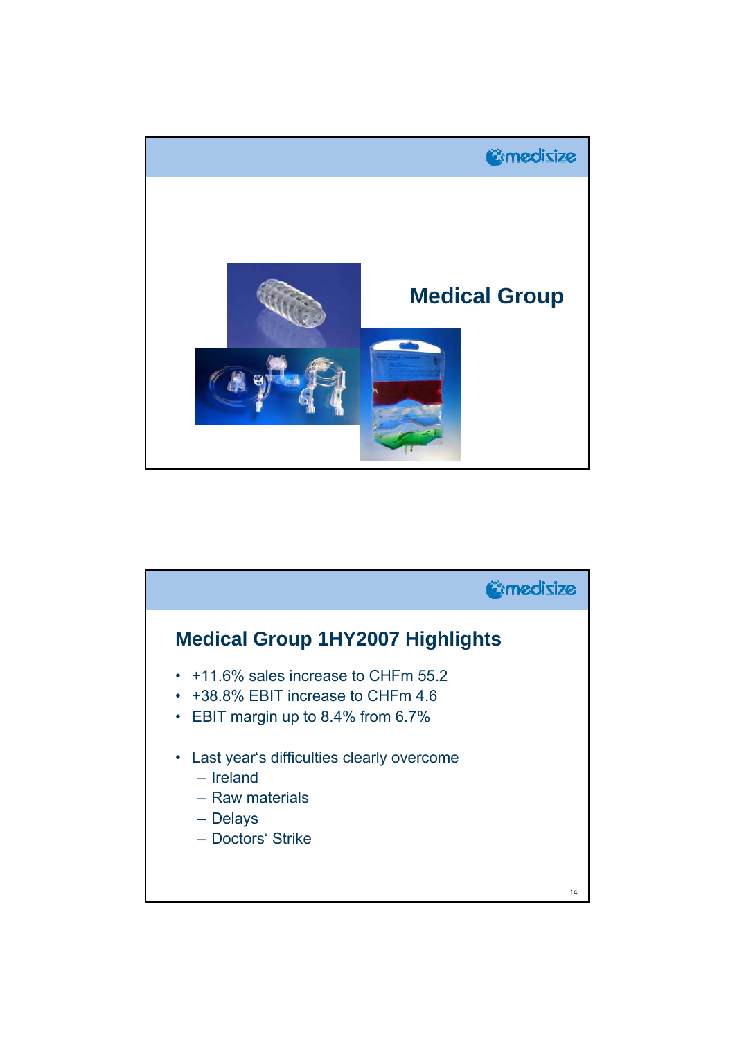## Medical Group

## Medical Group 1HY2007 Highlights

- +11.6% sales increase to CHFm 55.2
- +38.8% EBIT increase to CHFm 4.6
- EBIT margin up to 8.4% from 6.7%

- Last year's difficulties clearly overcome
  - Ireland
  - Raw materials
  - Delays
  - Doctors' Strike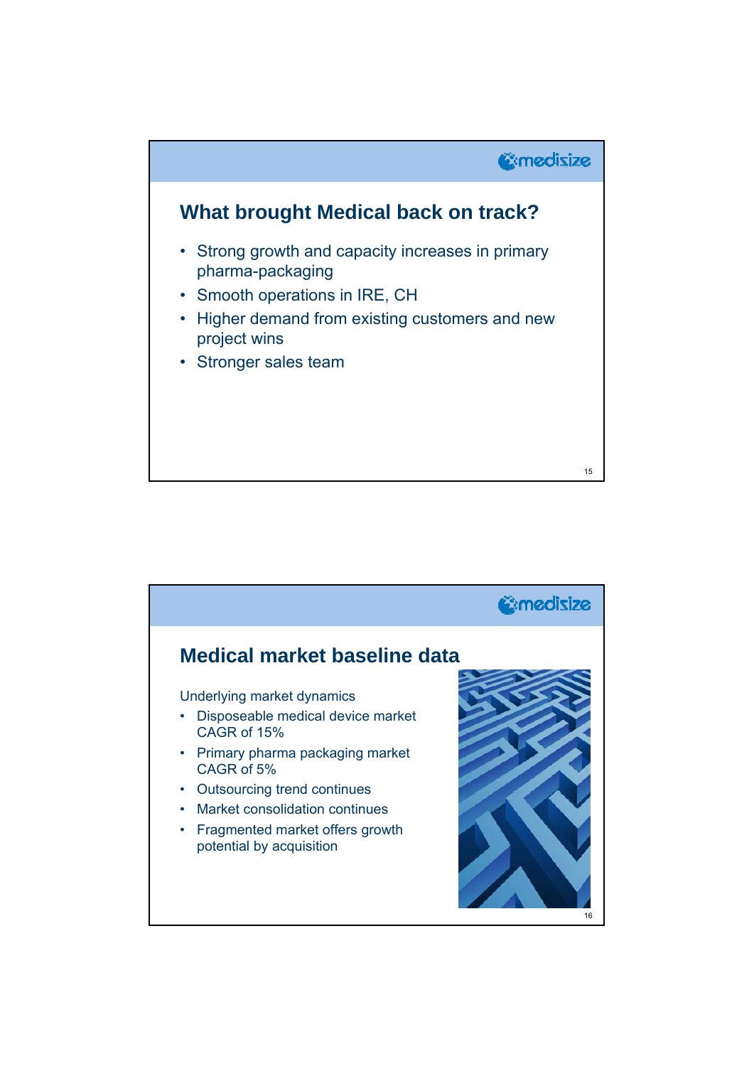## What brought Medical back on track?

- Strong growth and capacity increases in primary pharma-packaging
- Smooth operations in IRE, CH
- Higher demand from existing customers and new project wins
- Stronger sales team

## Medical market baseline data

Underlying market dynamics

- Disposeable medical device market CAGR of 15%
- Primary pharma packaging market CAGR of 5%
- Outsourcing trend continues
- Market consolidation continues
- Fragmented market offers growth potential by acquisition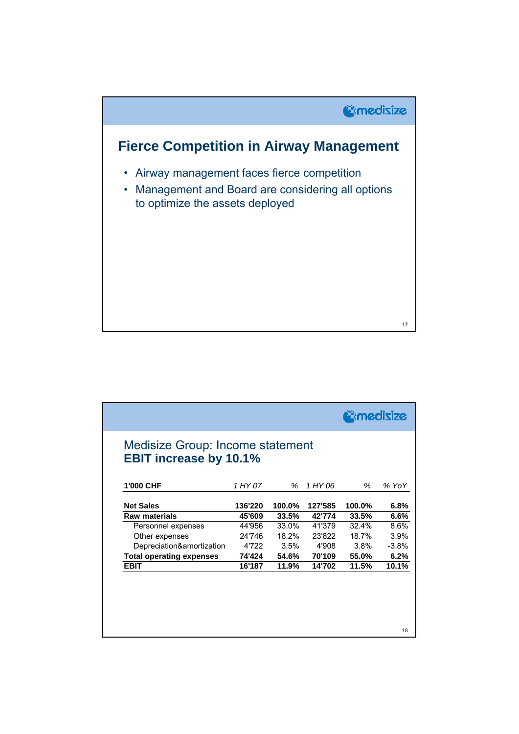## Fierce Competition in Airway Management

- Airway management faces fierce competition
- Management and Board are considering all options to optimize the assets deployed

## Medisize Group: Income statement

**EBIT increase by 10.1%**

| 1'000 CHF | *1 HY 07* | *%* | *1 HY 06* | *%* | *% YoY* |
|---|---|---|---|---|---|
| **Net Sales** | **136'220** | **100.0%** | **127'585** | **100.0%** | **6.8%** |
| **Raw materials** | **45'609** | **33.5%** | **42'774** | **33.5%** | **6.6%** |
| Personnel expenses | 44'956 | 33.0% | 41'379 | 32.4% | 8.6% |
| Other expenses | 24'746 | 18.2% | 23'822 | 18.7% | 3.9% |
| Depreciation&amortization | 4'722 | 3.5% | 4'908 | 3.8% | -3.8% |
| **Total operating expenses** | **74'424** | **54.6%** | **70'109** | **55.0%** | **6.2%** |
| **EBIT** | **16'187** | **11.9%** | **14'702** | **11.5%** | **10.1%** |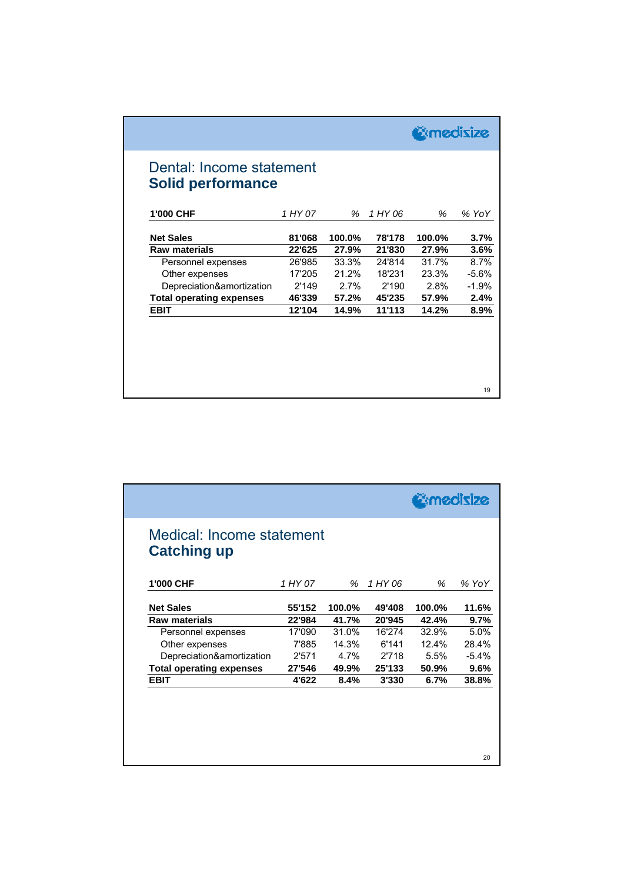## Dental: Income statement
### Solid performance

| 1'000 CHF | *1 HY 07* | *%* | *1 HY 06* | *%* | *% YoY* |
|---|---|---|---|---|---|
| **Net Sales** | **81'068** | **100.0%** | **78'178** | **100.0%** | **3.7%** |
| **Raw materials** | **22'625** | **27.9%** | **21'830** | **27.9%** | **3.6%** |
| Personnel expenses | 26'985 | 33.3% | 24'814 | 31.7% | 8.7% |
| Other expenses | 17'205 | 21.2% | 18'231 | 23.3% | -5.6% |
| Depreciation&amortization | 2'149 | 2.7% | 2'190 | 2.8% | -1.9% |
| **Total operating expenses** | **46'339** | **57.2%** | **45'235** | **57.9%** | **2.4%** |
| **EBIT** | **12'104** | **14.9%** | **11'113** | **14.2%** | **8.9%** |

## Medical: Income statement
### Catching up

| 1'000 CHF | *1 HY 07* | *%* | *1 HY 06* | *%* | *% YoY* |
|---|---|---|---|---|---|
| **Net Sales** | **55'152** | **100.0%** | **49'408** | **100.0%** | **11.6%** |
| **Raw materials** | **22'984** | **41.7%** | **20'945** | **42.4%** | **9.7%** |
| Personnel expenses | 17'090 | 31.0% | 16'274 | 32.9% | 5.0% |
| Other expenses | 7'885 | 14.3% | 6'141 | 12.4% | 28.4% |
| Depreciation&amortization | 2'571 | 4.7% | 2'718 | 5.5% | -5.4% |
| **Total operating expenses** | **27'546** | **49.9%** | **25'133** | **50.9%** | **9.6%** |
| **EBIT** | **4'622** | **8.4%** | **3'330** | **6.7%** | **38.8%** |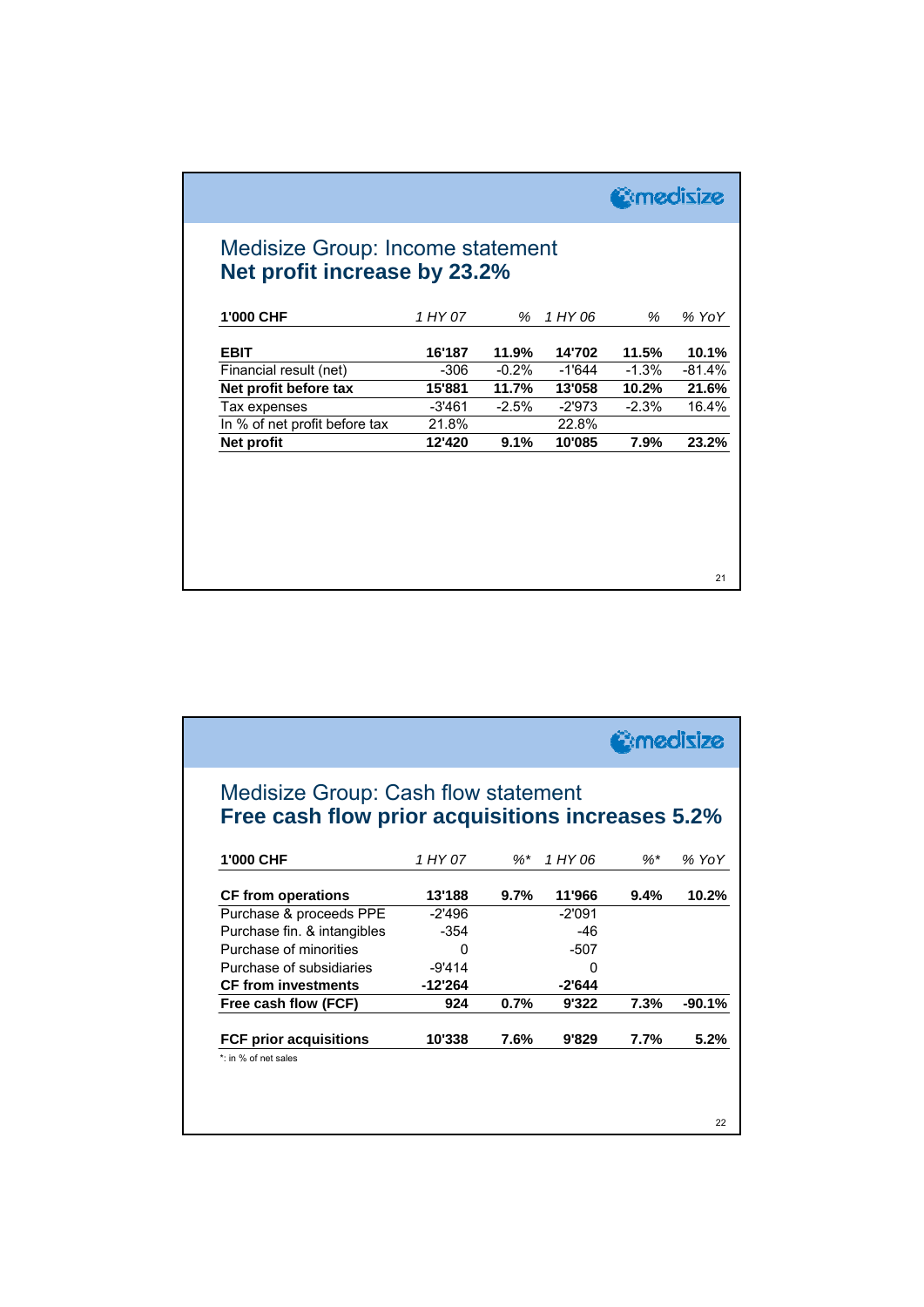## Medisize Group: Income statement
### Net profit increase by 23.2%

| 1'000 CHF | 1 HY 07 | % | 1 HY 06 | % | % YoY |
|---|---|---|---|---|---|
| **EBIT** | **16'187** | **11.9%** | **14'702** | **11.5%** | **10.1%** |
| Financial result (net) | -306 | -0.2% | -1'644 | -1.3% | -81.4% |
| **Net profit before tax** | **15'881** | **11.7%** | **13'058** | **10.2%** | **21.6%** |
| Tax expenses | -3'461 | -2.5% | -2'973 | -2.3% | 16.4% |
| In % of net profit before tax | 21.8% | | 22.8% | | |
| **Net profit** | **12'420** | **9.1%** | **10'085** | **7.9%** | **23.2%** |

## Medisize Group: Cash flow statement
### Free cash flow prior acquisitions increases 5.2%

| 1'000 CHF | 1 HY 07 | %* | 1 HY 06 | %* | % YoY |
|---|---|---|---|---|---|
| **CF from operations** | **13'188** | **9.7%** | **11'966** | **9.4%** | **10.2%** |
| Purchase & proceeds PPE | -2'496 | | -2'091 | | |
| Purchase fin. & intangibles | -354 | | -46 | | |
| Purchase of minorities | 0 | | -507 | | |
| Purchase of subsidiaries | -9'414 | | 0 | | |
| **CF from investments** | **-12'264** | | **-2'644** | | |
| **Free cash flow (FCF)** | **924** | **0.7%** | **9'322** | **7.3%** | **-90.1%** |
| **FCF prior acquisitions** | **10'338** | **7.6%** | **9'829** | **7.7%** | **5.2%** |

*: in % of net sales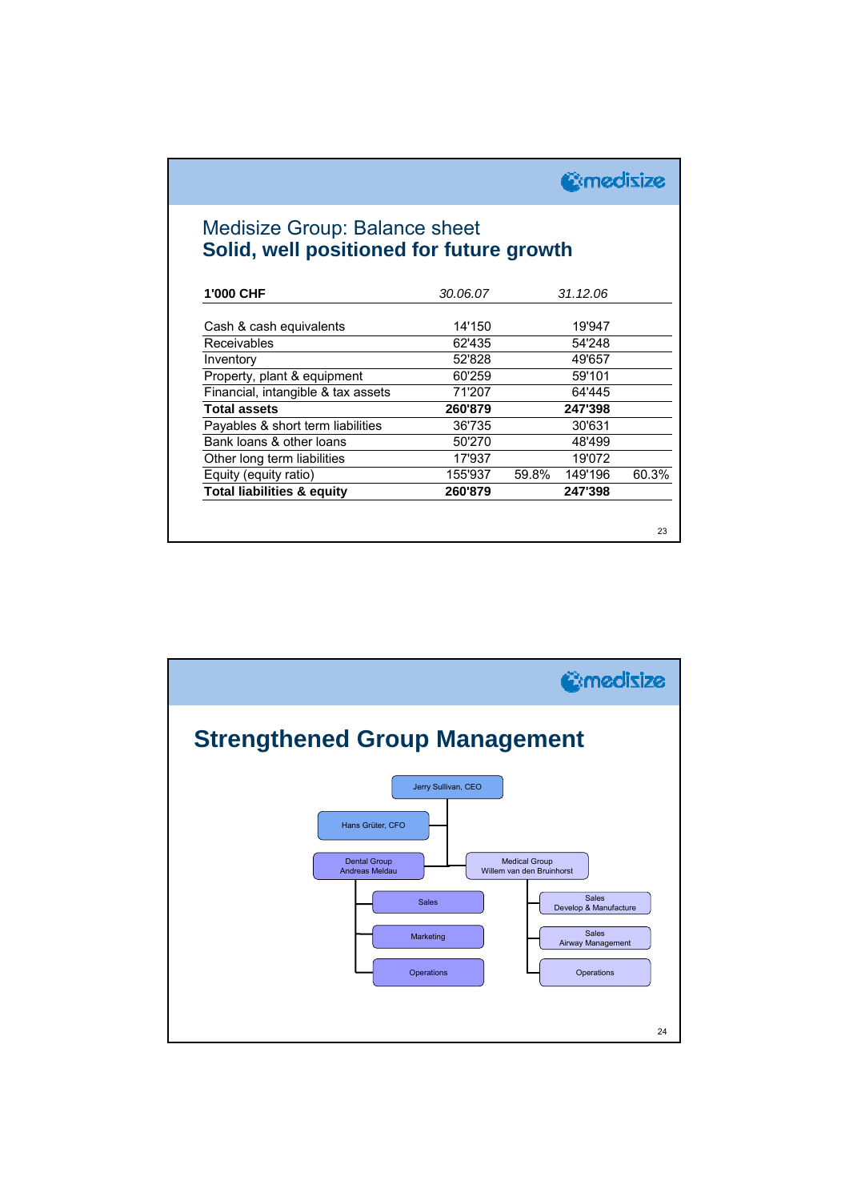# Medisize Group: Balance sheet
## Solid, well positioned for future growth

| 1'000 CHF | *30.06.07* | | *31.12.06* | |
|---|---|---|---|---|
| Cash & cash equivalents | 14'150 | | 19'947 | |
| Receivables | 62'435 | | 54'248 | |
| Inventory | 52'828 | | 49'657 | |
| Property, plant & equipment | 60'259 | | 59'101 | |
| Financial, intangible & tax assets | 71'207 | | 64'445 | |
| **Total assets** | **260'879** | | **247'398** | |
| Payables & short term liabilities | 36'735 | | 30'631 | |
| Bank loans & other loans | 50'270 | | 48'499 | |
| Other long term liabilities | 17'937 | | 19'072 | |
| Equity (equity ratio) | 155'937 | 59.8% | 149'196 | 60.3% |
| **Total liabilities & equity** | **260'879** | | **247'398** | |

# Strengthened Group Management

- Jerry Sullivan, CEO
  - Hans Grüter, CFO
  - Dental Group – Andreas Meldau
    - Sales
    - Marketing
    - Operations
  - Medical Group – Willem van den Bruinhorst
    - Sales – Develop & Manufacture
    - Sales – Airway Management
    - Operations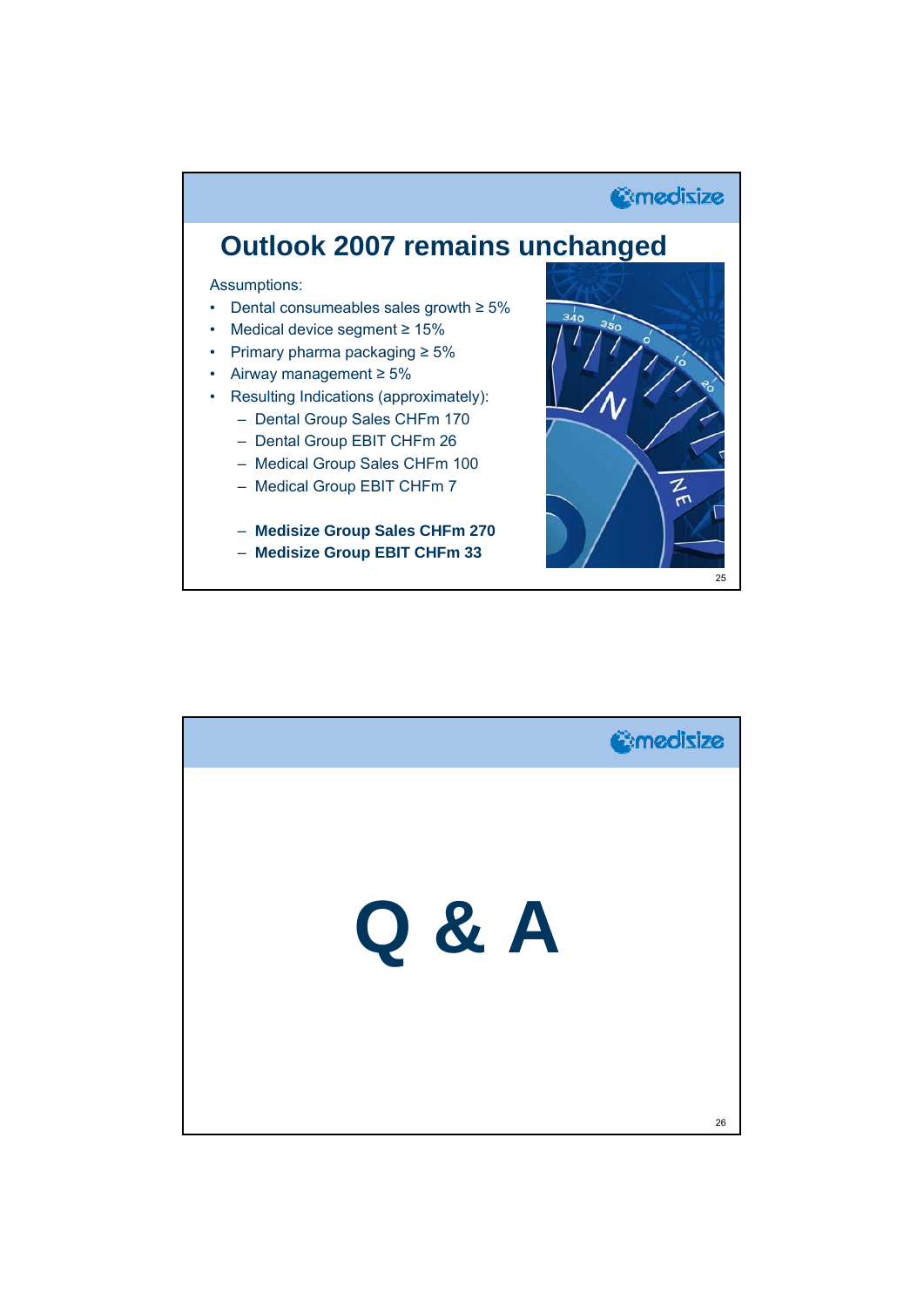# Outlook 2007 remains unchanged

Assumptions:

- Dental consumeables sales growth ≥ 5%
- Medical device segment ≥ 15%
- Primary pharma packaging ≥ 5%
- Airway management ≥ 5%
- Resulting Indications (approximately):
  - Dental Group Sales CHFm 170
  - Dental Group EBIT CHFm 26
  - Medical Group Sales CHFm 100
  - Medical Group EBIT CHFm 7
  - **Medisize Group Sales CHFm 270**
  - **Medisize Group EBIT CHFm 33**

# Q & A